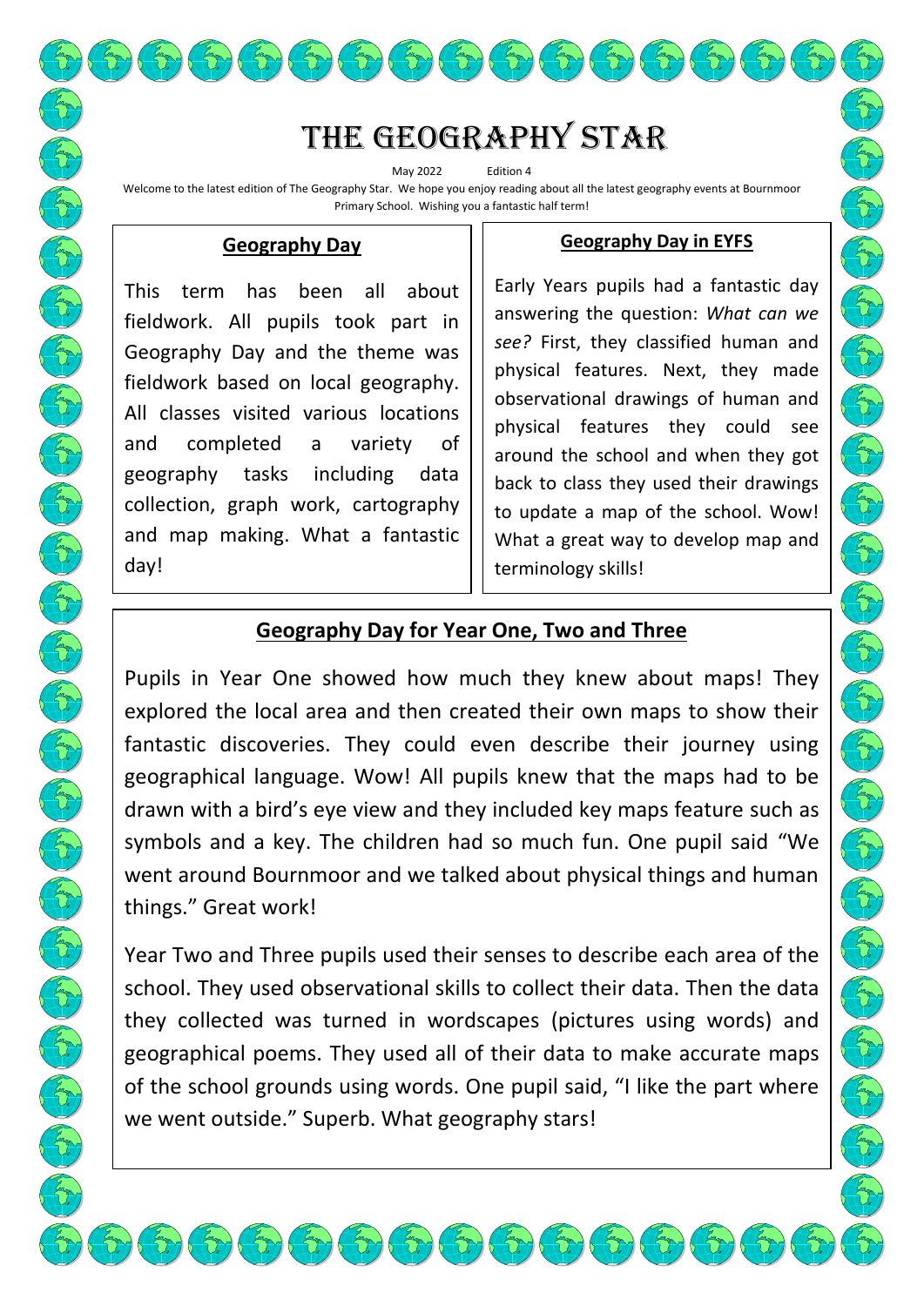# The Geography Star

May 2022 Edition 4

Welcome to the latest edition of The Geography Star. We hope you enjoy reading about all the latest geography events at Bournmoor Primary School. Wishing you a fantastic half term!

## Geography Day

This term has been all about fieldwork. All pupils took part in Geography Day and the theme was fieldwork based on local geography. All classes visited various locations and completed a variety of geography tasks including data collection, graph work, cartography and map making. What a fantastic day!

## Geography Day in EYFS

Early Years pupils had a fantastic day answering the question: *What can we see?* First, they classified human and physical features. Next, they made observational drawings of human and physical features they could see around the school and when they got back to class they used their drawings to update a map of the school. Wow! What a great way to develop map and terminology skills!

## Geography Day for Year One, Two and Three

Pupils in Year One showed how much they knew about maps! They explored the local area and then created their own maps to show their fantastic discoveries. They could even describe their journey using geographical language. Wow! All pupils knew that the maps had to be drawn with a bird's eye view and they included key maps feature such as symbols and a key. The children had so much fun. One pupil said "We went around Bournmoor and we talked about physical things and human things." Great work!

Year Two and Three pupils used their senses to describe each area of the school. They used observational skills to collect their data. Then the data they collected was turned in wordscapes (pictures using words) and geographical poems. They used all of their data to make accurate maps of the school grounds using words. One pupil said, "I like the part where we went outside." Superb. What geography stars!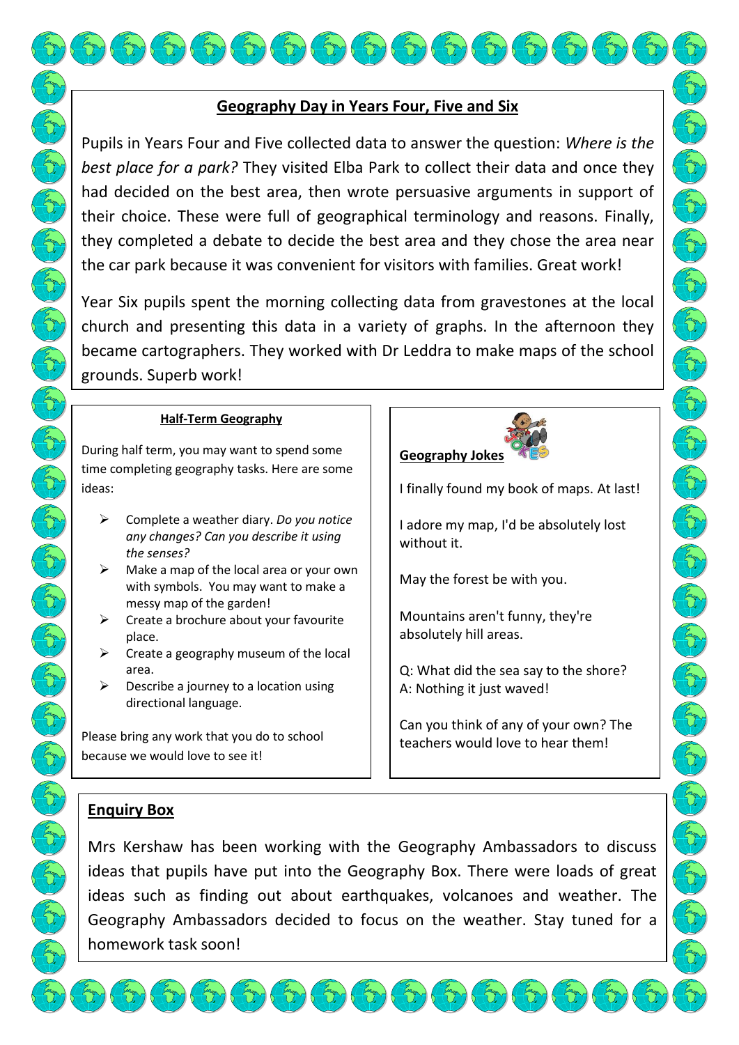## Geography Day in Years Four, Five and Six

Pupils in Years Four and Five collected data to answer the question: *Where is the best place for a park?* They visited Elba Park to collect their data and once they had decided on the best area, then wrote persuasive arguments in support of their choice. These were full of geographical terminology and reasons. Finally, they completed a debate to decide the best area and they chose the area near the car park because it was convenient for visitors with families. Great work!

Year Six pupils spent the morning collecting data from gravestones at the local church and presenting this data in a variety of graphs. In the afternoon they became cartographers. They worked with Dr Leddra to make maps of the school grounds. Superb work!

### Half-Term Geography

During half term, you may want to spend some time completing geography tasks. Here are some ideas:

- Complete a weather diary. *Do you notice any changes? Can you describe it using the senses?*
- Make a map of the local area or your own with symbols. You may want to make a messy map of the garden!
- Create a brochure about your favourite place.
- Create a geography museum of the local area.
- Describe a journey to a location using directional language.

Please bring any work that you do to school because we would love to see it!

### Geography Jokes

I finally found my book of maps. At last!

I adore my map, I'd be absolutely lost without it.

May the forest be with you.

Mountains aren't funny, they're absolutely hill areas.

Q: What did the sea say to the shore?
A: Nothing it just waved!

Can you think of any of your own? The teachers would love to hear them!

### Enquiry Box

Mrs Kershaw has been working with the Geography Ambassadors to discuss ideas that pupils have put into the Geography Box. There were loads of great ideas such as finding out about earthquakes, volcanoes and weather. The Geography Ambassadors decided to focus on the weather. Stay tuned for a homework task soon!